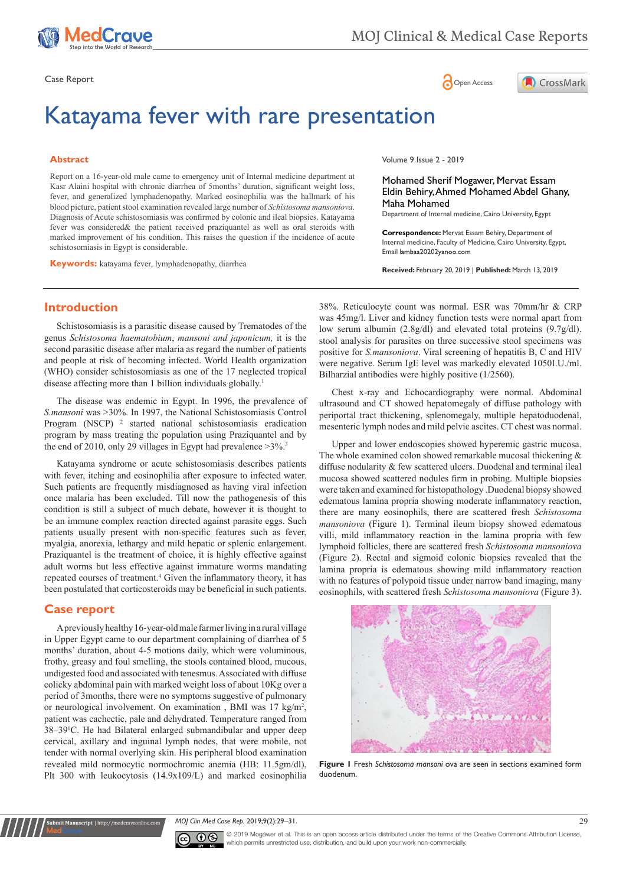Case Report

Open Access

# Katayama fever with rare presentation

Volume 9 Issue 2 - 2019

Mohamed Sherif Mogawer, Mervat Essam Eldin Behiry, Ahmed Mohamed Abdel Ghany, Maha Mohamed

Department of Internal medicine, Cairo University, Egypt

**Correspondence:** Mervat Essam Behiry, Department of Internal medicine, Faculty of Medicine, Cairo University, Egypt, Email lambaa20202yanoo.com

**Received:** February 20, 2019 | **Published:** March 13, 2019

## Abstract

Report on a 16-year-old male came to emergency unit of Internal medicine department at Kasr Alaini hospital with chronic diarrhea of 5months' duration, significant weight loss, fever, and generalized lymphadenopathy. Marked eosinophilia was the hallmark of his blood picture, patient stool examination revealed large number of *Schistosoma mansoniova*. Diagnosis of Acute schistosomiasis was confirmed by colonic and ileal biopsies. Katayama fever was considered& the patient received praziquantel as well as oral steroids with marked improvement of his condition. This raises the question if the incidence of acute schistosomiasis in Egypt is considerable.

**Keywords:** katayama fever, lymphadenopathy, diarrhea

## Introduction

Schistosomiasis is a parasitic disease caused by Trematodes of the genus *Schistosoma haematobium*, *mansoni and japonicum,* it is the second parasitic disease after malaria as regard the number of patients and people at risk of becoming infected. World Health organization (WHO) consider schistosomiasis as one of the 17 neglected tropical disease affecting more than 1 billion individuals globally.[1]

The disease was endemic in Egypt. In 1996, the prevalence of *S.mansoni* was >30%. In 1997, the National Schistosomiasis Control Program (NSCP) [2] started national schistosomiasis eradication program by mass treating the population using Praziquantel and by the end of 2010, only 29 villages in Egypt had prevalence >3%.[3]

Katayama syndrome or acute schistosomiasis describes patients with fever, itching and eosinophilia after exposure to infected water. Such patients are frequently misdiagnosed as having viral infection once malaria has been excluded. Till now the pathogenesis of this condition is still a subject of much debate, however it is thought to be an immune complex reaction directed against parasite eggs. Such patients usually present with non-specific features such as fever, myalgia, anorexia, lethargy and mild hepatic or splenic enlargement. Praziquantel is the treatment of choice, it is highly effective against adult worms but less effective against immature worms mandating repeated courses of treatment.[4] Given the inflammatory theory, it has been postulated that corticosteroids may be beneficial in such patients.

## Case report

A previously healthy 16-year-old male farmer living in a rural village in Upper Egypt came to our department complaining of diarrhea of 5 months' duration, about 4-5 motions daily, which were voluminous, frothy, greasy and foul smelling, the stools contained blood, mucous, undigested food and associated with tenesmus. Associated with diffuse colicky abdominal pain with marked weight loss of about 10Kg over a period of 3months, there were no symptoms suggestive of pulmonary or neurological involvement. On examination , BMI was 17 kg/m$^2$, patient was cachectic, pale and dehydrated. Temperature ranged from 38–39$^0$C. He had Bilateral enlarged submandibular and upper deep cervical, axillary and inguinal lymph nodes, that were mobile, not tender with normal overlying skin. His peripheral blood examination revealed mild normocytic normochromic anemia (HB: 11.5gm/dl), Plt 300 with leukocytosis (14.9x109/L) and marked eosinophilia 38%. Reticulocyte count was normal. ESR was 70mm/hr & CRP was 45mg/l. Liver and kidney function tests were normal apart from low serum albumin (2.8g/dl) and elevated total proteins (9.7g/dl). stool analysis for parasites on three successive stool specimens was positive for *S.mansoniova*. Viral screening of hepatitis B, C and HIV were negative. Serum IgE level was markedly elevated 1050I.U./ml. Bilharzial antibodies were highly positive (1/2560).

Chest x-ray and Echocardiography were normal. Abdominal ultrasound and CT showed hepatomegaly of diffuse pathology with periportal tract thickening, splenomegaly, multiple hepatoduodenal, mesenteric lymph nodes and mild pelvic ascites. CT chest was normal.

Upper and lower endoscopies showed hyperemic gastric mucosa. The whole examined colon showed remarkable mucosal thickening & diffuse nodularity & few scattered ulcers. Duodenal and terminal ileal mucosa showed scattered nodules firm in probing. Multiple biopsies were taken and examined for histopathology .Duodenal biopsy showed edematous lamina propria showing moderate inflammatory reaction, there are many eosinophils, there are scattered fresh *Schistosoma mansoniova* (Figure 1). Terminal ileum biopsy showed edematous villi, mild inflammatory reaction in the lamina propria with few lymphoid follicles, there are scattered fresh *Schistosoma mansoniova* (Figure 2). Rectal and sigmoid colonic biopsies revealed that the lamina propria is edematous showing mild inflammatory reaction with no features of polypoid tissue under narrow band imaging, many eosinophils, with scattered fresh *Schistosoma mansoniova* (Figure 3).

**Figure 1** Fresh *Schistosoma mansoni* ova are seen in sections examined form duodenum.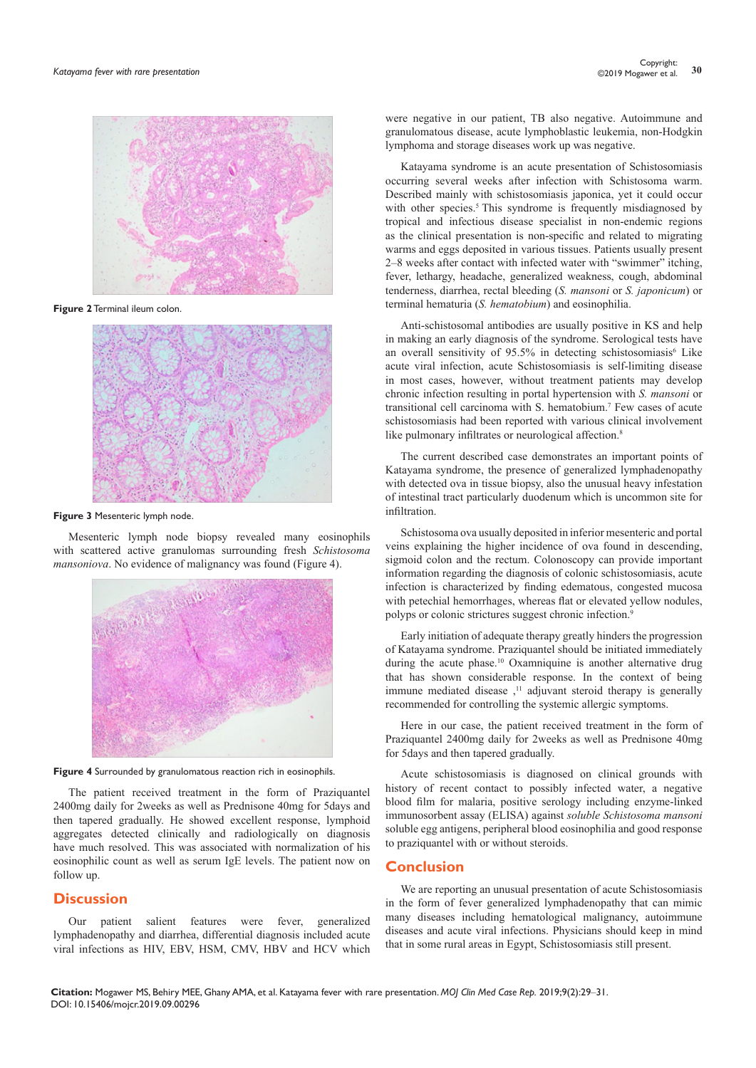Figure 2 Terminal ileum colon.

Figure 3 Mesenteric lymph node.

Mesenteric lymph node biopsy revealed many eosinophils with scattered active granulomas surrounding fresh *Schistosoma mansoniova*. No evidence of malignancy was found (Figure 4).

Figure 4 Surrounded by granulomatous reaction rich in eosinophils.

The patient received treatment in the form of Praziquantel 2400mg daily for 2weeks as well as Prednisone 40mg for 5days and then tapered gradually. He showed excellent response, lymphoid aggregates detected clinically and radiologically on diagnosis have much resolved. This was associated with normalization of his eosinophilic count as well as serum IgE levels. The patient now on follow up.

## Discussion

Our patient salient features were fever, generalized lymphadenopathy and diarrhea, differential diagnosis included acute viral infections as HIV, EBV, HSM, CMV, HBV and HCV which were negative in our patient, TB also negative. Autoimmune and granulomatous disease, acute lymphoblastic leukemia, non-Hodgkin lymphoma and storage diseases work up was negative.

Katayama syndrome is an acute presentation of Schistosomiasis occurring several weeks after infection with Schistosoma warm. Described mainly with schistosomiasis japonica, yet it could occur with other species.[5] This syndrome is frequently misdiagnosed by tropical and infectious disease specialist in non-endemic regions as the clinical presentation is non-specific and related to migrating warms and eggs deposited in various tissues. Patients usually present 2–8 weeks after contact with infected water with "swimmer" itching, fever, lethargy, headache, generalized weakness, cough, abdominal tenderness, diarrhea, rectal bleeding (*S. mansoni* or *S. japonicum*) or terminal hematuria (*S. hematobium*) and eosinophilia.

Anti-schistosomal antibodies are usually positive in KS and help in making an early diagnosis of the syndrome. Serological tests have an overall sensitivity of 95.5% in detecting schistosomiasis[6] Like acute viral infection, acute Schistosomiasis is self-limiting disease in most cases, however, without treatment patients may develop chronic infection resulting in portal hypertension with *S. mansoni* or transitional cell carcinoma with S. hematobium.[7] Few cases of acute schistosomiasis had been reported with various clinical involvement like pulmonary infiltrates or neurological affection.[8]

The current described case demonstrates an important points of Katayama syndrome, the presence of generalized lymphadenopathy with detected ova in tissue biopsy, also the unusual heavy infestation of intestinal tract particularly duodenum which is uncommon site for infiltration.

Schistosoma ova usually deposited in inferior mesenteric and portal veins explaining the higher incidence of ova found in descending, sigmoid colon and the rectum. Colonoscopy can provide important information regarding the diagnosis of colonic schistosomiasis, acute infection is characterized by finding edematous, congested mucosa with petechial hemorrhages, whereas flat or elevated yellow nodules, polyps or colonic strictures suggest chronic infection.[9]

Early initiation of adequate therapy greatly hinders the progression of Katayama syndrome. Praziquantel should be initiated immediately during the acute phase.[10] Oxamniquine is another alternative drug that has shown considerable response. In the context of being immune mediated disease ,[11] adjuvant steroid therapy is generally recommended for controlling the systemic allergic symptoms.

Here in our case, the patient received treatment in the form of Praziquantel 2400mg daily for 2weeks as well as Prednisone 40mg for 5days and then tapered gradually.

Acute schistosomiasis is diagnosed on clinical grounds with history of recent contact to possibly infected water, a negative blood film for malaria, positive serology including enzyme-linked immunosorbent assay (ELISA) against *soluble Schistosoma mansoni* soluble egg antigens, peripheral blood eosinophilia and good response to praziquantel with or without steroids.

## Conclusion

We are reporting an unusual presentation of acute Schistosomiasis in the form of fever generalized lymphadenopathy that can mimic many diseases including hematological malignancy, autoimmune diseases and acute viral infections. Physicians should keep in mind that in some rural areas in Egypt, Schistosomiasis still present.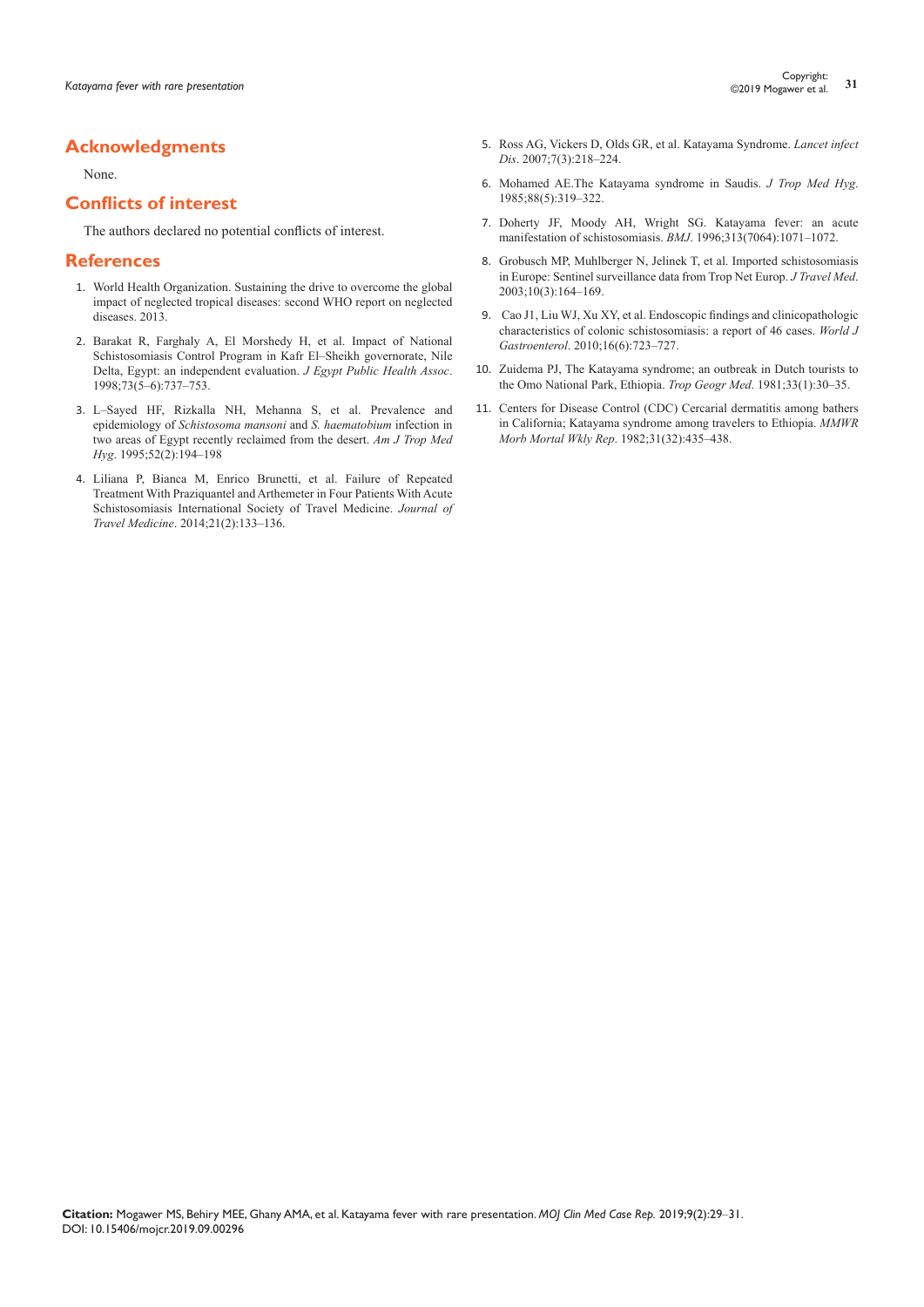## Acknowledgments

None.

## Conflicts of interest

The authors declared no potential conflicts of interest.

## References

1. World Health Organization. Sustaining the drive to overcome the global impact of neglected tropical diseases: second WHO report on neglected diseases. 2013.
2. Barakat R, Farghaly A, El Morshedy H, et al. Impact of National Schistosomiasis Control Program in Kafr El–Sheikh governorate, Nile Delta, Egypt: an independent evaluation. *J Egypt Public Health Assoc*. 1998;73(5–6):737–753.
3. L–Sayed HF, Rizkalla NH, Mehanna S, et al. Prevalence and epidemiology of *Schistosoma mansoni* and *S. haematobium* infection in two areas of Egypt recently reclaimed from the desert. *Am J Trop Med Hyg*. 1995;52(2):194–198
4. Liliana P, Bianca M, Enrico Brunetti, et al. Failure of Repeated Treatment With Praziquantel and Arthemeter in Four Patients With Acute Schistosomiasis International Society of Travel Medicine. *Journal of Travel Medicine*. 2014;21(2):133–136.
5. Ross AG, Vickers D, Olds GR, et al. Katayama Syndrome. *Lancet infect Dis*. 2007;7(3):218–224.
6. Mohamed AE.The Katayama syndrome in Saudis. *J Trop Med Hyg*. 1985;88(5):319–322.
7. Doherty JF, Moody AH, Wright SG. Katayama fever: an acute manifestation of schistosomiasis. *BMJ*. 1996;313(7064):1071–1072.
8. Grobusch MP, Muhlberger N, Jelinek T, et al. Imported schistosomiasis in Europe: Sentinel surveillance data from Trop Net Europ. *J Travel Med*. 2003;10(3):164–169.
9. Cao J1, Liu WJ, Xu XY, et al. Endoscopic findings and clinicopathologic characteristics of colonic schistosomiasis: a report of 46 cases. *World J Gastroenterol*. 2010;16(6):723–727.
10. Zuidema PJ, The Katayama syndrome; an outbreak in Dutch tourists to the Omo National Park, Ethiopia. *Trop Geogr Med*. 1981;33(1):30–35.
11. Centers for Disease Control (CDC) Cercarial dermatitis among bathers in California; Katayama syndrome among travelers to Ethiopia. *MMWR Morb Mortal Wkly Rep*. 1982;31(32):435–438.